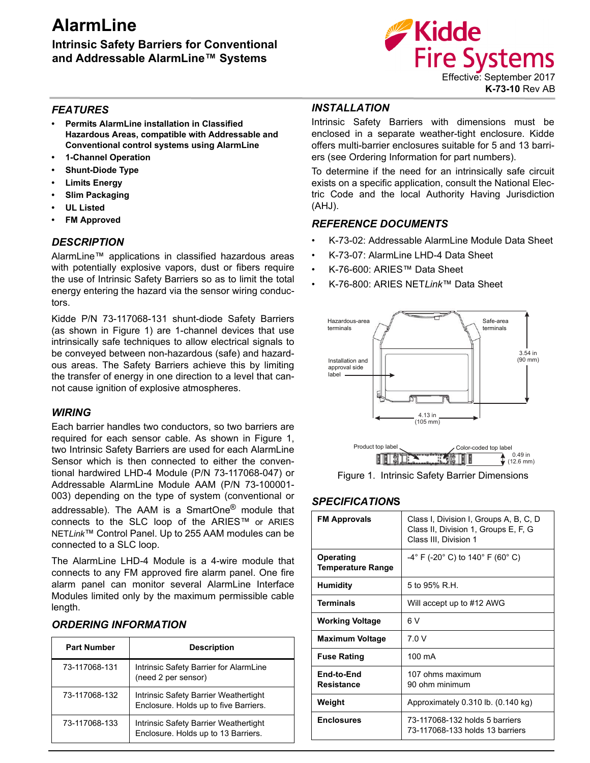# AlarmLine

## Intrinsic Safety Barriers for Conventional and Addressable AlarmLine™ Systems

Effective: September 2017
**K-73-10** Rev AB

### FEATURES

- **Permits AlarmLine installation in Classified Hazardous Areas, compatible with Addressable and Conventional control systems using AlarmLine**
- **1-Channel Operation**
- **Shunt-Diode Type**
- **Limits Energy**
- **Slim Packaging**
- **UL Listed**
- **FM Approved**

### DESCRIPTION

AlarmLine™ applications in classified hazardous areas with potentially explosive vapors, dust or fibers require the use of Intrinsic Safety Barriers so as to limit the total energy entering the hazard via the sensor wiring conductors.

Kidde P/N 73-117068-131 shunt-diode Safety Barriers (as shown in Figure 1) are 1-channel devices that use intrinsically safe techniques to allow electrical signals to be conveyed between non-hazardous (safe) and hazardous areas. The Safety Barriers achieve this by limiting the transfer of energy in one direction to a level that cannot cause ignition of explosive atmospheres.

### WIRING

Each barrier handles two conductors, so two barriers are required for each sensor cable. As shown in Figure 1, two Intrinsic Safety Barriers are used for each AlarmLine Sensor which is then connected to either the conventional hardwired LHD-4 Module (P/N 73-117068-047) or Addressable AlarmLine Module AAM (P/N 73-100001-003) depending on the type of system (conventional or addressable). The AAM is a SmartOne® module that connects to the SLC loop of the ARIES™ or ARIES NET*Link*™ Control Panel. Up to 255 AAM modules can be connected to a SLC loop.

The AlarmLine LHD-4 Module is a 4-wire module that connects to any FM approved fire alarm panel. One fire alarm panel can monitor several AlarmLine Interface Modules limited only by the maximum permissible cable length.

### ORDERING INFORMATION

| Part Number | Description |
|---|---|
| 73-117068-131 | Intrinsic Safety Barrier for AlarmLine (need 2 per sensor) |
| 73-117068-132 | Intrinsic Safety Barrier Weathertight Enclosure. Holds up to five Barriers. |
| 73-117068-133 | Intrinsic Safety Barrier Weathertight Enclosure. Holds up to 13 Barriers. |

### INSTALLATION

Intrinsic Safety Barriers with dimensions must be enclosed in a separate weather-tight enclosure. Kidde offers multi-barrier enclosures suitable for 5 and 13 barriers (see Ordering Information for part numbers).

To determine if the need for an intrinsically safe circuit exists on a specific application, consult the National Electric Code and the local Authority Having Jurisdiction (AHJ).

### REFERENCE DOCUMENTS

- K-73-02: Addressable AlarmLine Module Data Sheet
- K-73-07: AlarmLine LHD-4 Data Sheet
- K-76-600: ARIES™ Data Sheet
- K-76-800: ARIES NET*Link*™ Data Sheet

Hazardous-area terminals
Safe-area terminals
Installation and approval side label
3.54 in (90 mm)
4.13 in (105 mm)
Product top label
Color-coded top label
0.49 in (12.6 mm)

Figure 1. Intrinsic Safety Barrier Dimensions

### SPECIFICATIONS

| | |
|---|---|
| **FM Approvals** | Class I, Division I, Groups A, B, C, D<br>Class II, Division 1, Groups E, F, G<br>Class III, Division 1 |
| **Operating Temperature Range** | -4° F (-20° C) to 140° F (60° C) |
| **Humidity** | 5 to 95% R.H. |
| **Terminals** | Will accept up to #12 AWG |
| **Working Voltage** | 6 V |
| **Maximum Voltage** | 7.0 V |
| **Fuse Rating** | 100 mA |
| **End-to-End Resistance** | 107 ohms maximum<br>90 ohm minimum |
| **Weight** | Approximately 0.310 lb. (0.140 kg) |
| **Enclosures** | 73-117068-132 holds 5 barriers<br>73-117068-133 holds 13 barriers |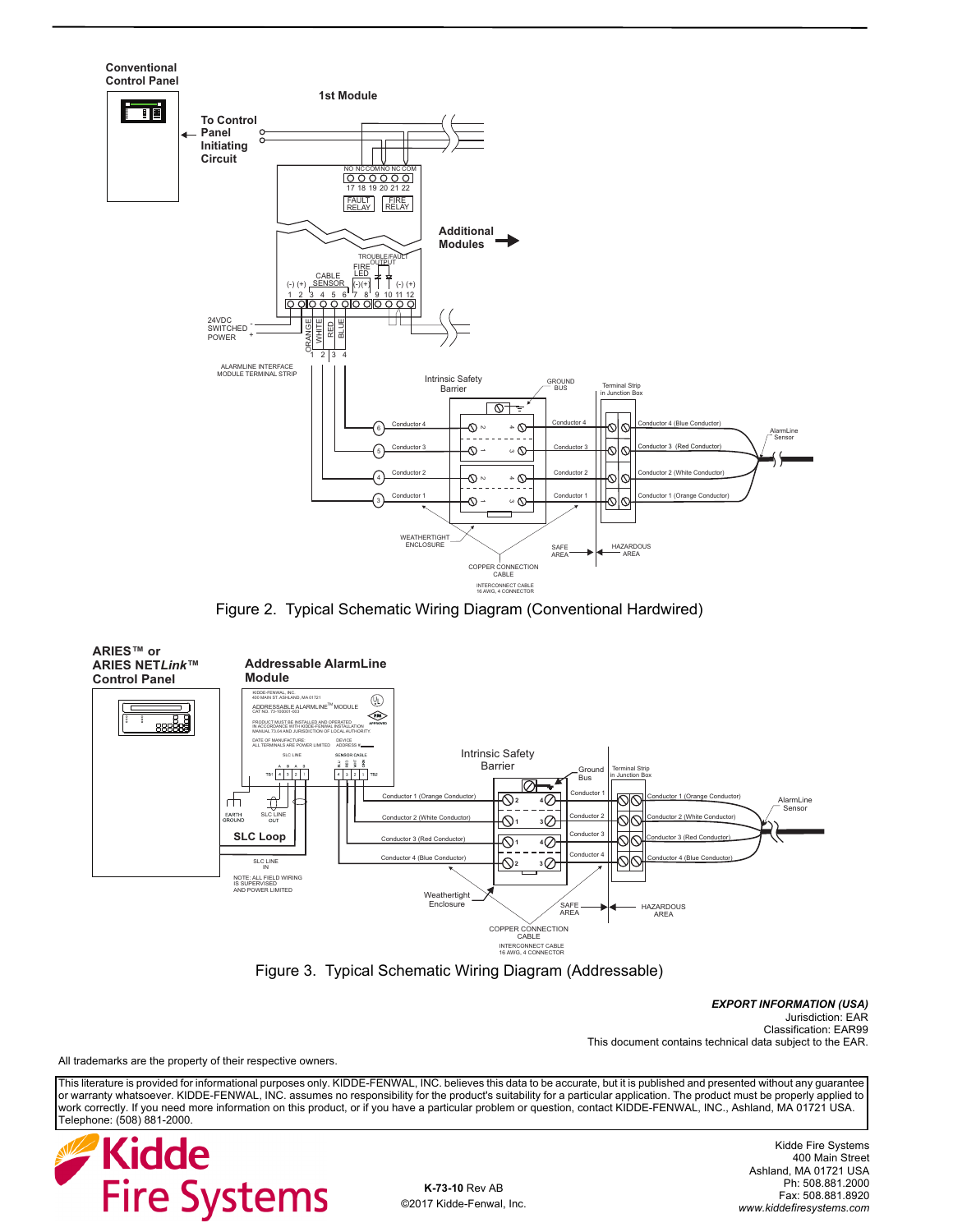Conventional Control Panel

1st Module

To Control Panel Initiating Circuit

NO NC COM NO NC COM
17 18 19 20 21 22
FAULT RELAY
FIRE RELAY

Additional Modules

TROUBLE/FAULT OUTPUT
FIRE LED
CABLE SENSOR
(-) (+)
(-)(+)
(-) (+)
1 2 3 4 5 6 7 8 9 10 11 12

24VDC SWITCHED POWER

ORANGE
WHITE
RED
BLUE
1 2 3 4

ALARMLINE INTERFACE MODULE TERMINAL STRIP

Intrinsic Safety Barrier

GROUND BUS

Terminal Strip in Junction Box

Conductor 4
Conductor 3
Conductor 2
Conductor 1

Conductor 4 (Blue Conductor)
Conductor 3 (Red Conductor)
Conductor 2 (White Conductor)
Conductor 1 (Orange Conductor)

AlarmLine Sensor

WEATHERTIGHT ENCLOSURE

SAFE AREA
HAZARDOUS AREA

COPPER CONNECTION CABLE

INTERCONNECT CABLE 16 AWG, 4 CONNECTOR

Figure 2. Typical Schematic Wiring Diagram (Conventional Hardwired)

ARIES™ or ARIES NET*Link*™ Control Panel

Addressable AlarmLine Module

KIDDE-FENWAL, INC.
400 MAIN ST. ASHLAND, MA 01721
ADDRESSABLE ALARMLINE™ MODULE
CAT NO. 73-100001-003
PRODUCT MUST BE INSTALLED AND OPERATED IN ACCORDANCE WITH KIDDE-FENWAL INSTALLATION MANUAL 73.04 AND JURISDICTION OF LOCAL AUTHORITY.
DATE OF MANUFACTURE:
DEVICE ADDRESS #
ALL TERMINALS ARE POWER LIMITED
SLC LINE
SENSOR CABLE
TB1
TB2

EARTH GROUND
SLC LINE OUT
SLC Loop
SLC LINE IN

NOTE: ALL FIELD WIRING IS SUPERVISED AND POWER LIMITED

Intrinsic Safety Barrier

Ground Bus

Terminal Strip in Junction Box

Conductor 1 (Orange Conductor)
Conductor 2 (White Conductor)
Conductor 3 (Red Conductor)
Conductor 4 (Blue Conductor)

Conductor 1
Conductor 2
Conductor 3
Conductor 4

AlarmLine Sensor

Weathertight Enclosure

SAFE AREA
HAZARDOUS AREA

COPPER CONNECTION CABLE

INTERCONNECT CABLE 16 AWG, 4 CONNECTOR

Figure 3. Typical Schematic Wiring Diagram (Addressable)

***EXPORT INFORMATION (USA)***
Jurisdiction: EAR
Classification: EAR99
This document contains technical data subject to the EAR.

All trademarks are the property of their respective owners.

This literature is provided for informational purposes only. KIDDE-FENWAL, INC. believes this data to be accurate, but it is published and presented without any guarantee or warranty whatsoever. KIDDE-FENWAL, INC. assumes no responsibility for the product's suitability for a particular application. The product must be properly applied to work correctly. If you need more information on this product, or if you have a particular problem or question, contact KIDDE-FENWAL, INC., Ashland, MA 01721 USA. Telephone: (508) 881-2000.

Kidde Fire Systems

**K-73-10** Rev AB
©2017 Kidde-Fenwal, Inc.

Kidde Fire Systems
400 Main Street
Ashland, MA 01721 USA
Ph: 508.881.2000
Fax: 508.881.8920
*www.kiddefiresystems.com*